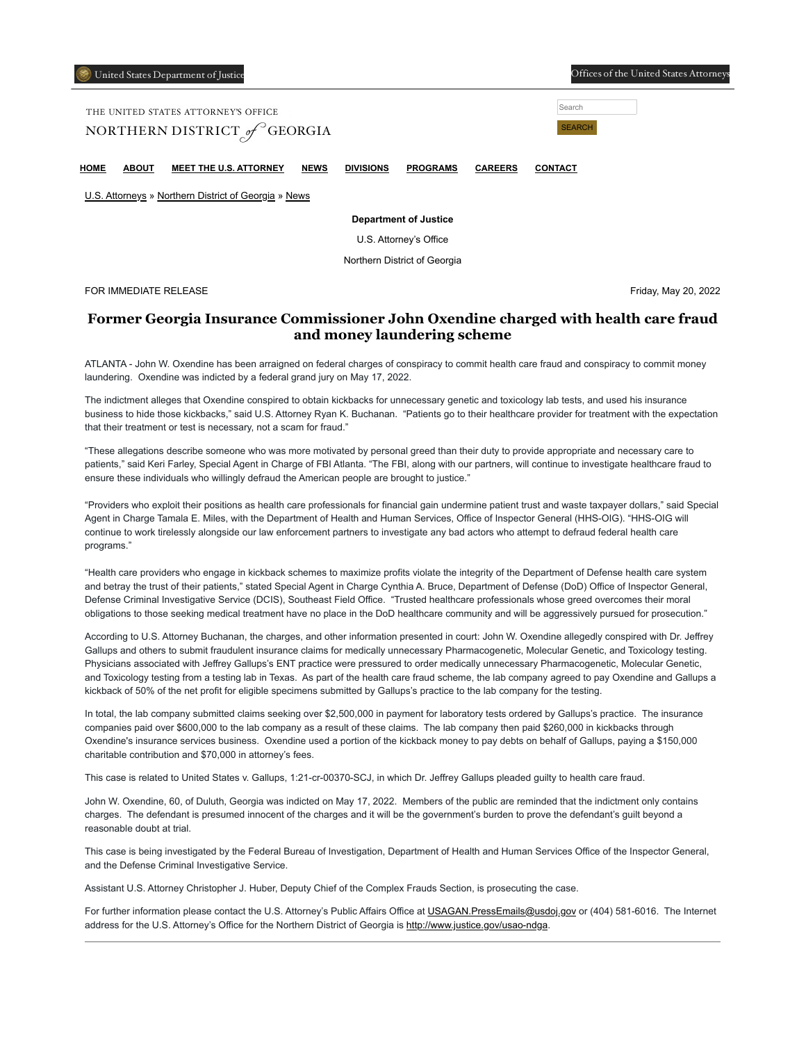United States Department of Justice

Offices of the United States Attorneys

THE UNITED STATES ATTORNEY'S OFFICE

NORTHERN DISTRICT *of* GEORGIA

Search

SEARCH

**HOME** **ABOUT** **MEET THE U.S. ATTORNEY** **NEWS** **DIVISIONS** **PROGRAMS** **CAREERS** **CONTACT**

U.S. Attorneys » Northern District of Georgia » News

**Department of Justice**

U.S. Attorney's Office

Northern District of Georgia

FOR IMMEDIATE RELEASE

Friday, May 20, 2022

# Former Georgia Insurance Commissioner John Oxendine charged with health care fraud and money laundering scheme

ATLANTA - John W. Oxendine has been arraigned on federal charges of conspiracy to commit health care fraud and conspiracy to commit money laundering. Oxendine was indicted by a federal grand jury on May 17, 2022.

The indictment alleges that Oxendine conspired to obtain kickbacks for unnecessary genetic and toxicology lab tests, and used his insurance business to hide those kickbacks," said U.S. Attorney Ryan K. Buchanan. "Patients go to their healthcare provider for treatment with the expectation that their treatment or test is necessary, not a scam for fraud."

"These allegations describe someone who was more motivated by personal greed than their duty to provide appropriate and necessary care to patients," said Keri Farley, Special Agent in Charge of FBI Atlanta. "The FBI, along with our partners, will continue to investigate healthcare fraud to ensure these individuals who willingly defraud the American people are brought to justice."

"Providers who exploit their positions as health care professionals for financial gain undermine patient trust and waste taxpayer dollars," said Special Agent in Charge Tamala E. Miles, with the Department of Health and Human Services, Office of Inspector General (HHS-OIG). "HHS-OIG will continue to work tirelessly alongside our law enforcement partners to investigate any bad actors who attempt to defraud federal health care programs."

"Health care providers who engage in kickback schemes to maximize profits violate the integrity of the Department of Defense health care system and betray the trust of their patients," stated Special Agent in Charge Cynthia A. Bruce, Department of Defense (DoD) Office of Inspector General, Defense Criminal Investigative Service (DCIS), Southeast Field Office. "Trusted healthcare professionals whose greed overcomes their moral obligations to those seeking medical treatment have no place in the DoD healthcare community and will be aggressively pursued for prosecution."

According to U.S. Attorney Buchanan, the charges, and other information presented in court: John W. Oxendine allegedly conspired with Dr. Jeffrey Gallups and others to submit fraudulent insurance claims for medically unnecessary Pharmacogenetic, Molecular Genetic, and Toxicology testing. Physicians associated with Jeffrey Gallups's ENT practice were pressured to order medically unnecessary Pharmacogenetic, Molecular Genetic, and Toxicology testing from a testing lab in Texas. As part of the health care fraud scheme, the lab company agreed to pay Oxendine and Gallups a kickback of 50% of the net profit for eligible specimens submitted by Gallups's practice to the lab company for the testing.

In total, the lab company submitted claims seeking over $2,500,000 in payment for laboratory tests ordered by Gallups's practice. The insurance companies paid over $600,000 to the lab company as a result of these claims. The lab company then paid $260,000 in kickbacks through Oxendine's insurance services business. Oxendine used a portion of the kickback money to pay debts on behalf of Gallups, paying a $150,000 charitable contribution and $70,000 in attorney's fees.

This case is related to United States v. Gallups, 1:21-cr-00370-SCJ, in which Dr. Jeffrey Gallups pleaded guilty to health care fraud.

John W. Oxendine, 60, of Duluth, Georgia was indicted on May 17, 2022. Members of the public are reminded that the indictment only contains charges. The defendant is presumed innocent of the charges and it will be the government's burden to prove the defendant's guilt beyond a reasonable doubt at trial.

This case is being investigated by the Federal Bureau of Investigation, Department of Health and Human Services Office of the Inspector General, and the Defense Criminal Investigative Service.

Assistant U.S. Attorney Christopher J. Huber, Deputy Chief of the Complex Frauds Section, is prosecuting the case.

For further information please contact the U.S. Attorney's Public Affairs Office at USAGAN.PressEmails@usdoj.gov or (404) 581-6016. The Internet address for the U.S. Attorney's Office for the Northern District of Georgia is http://www.justice.gov/usao-ndga.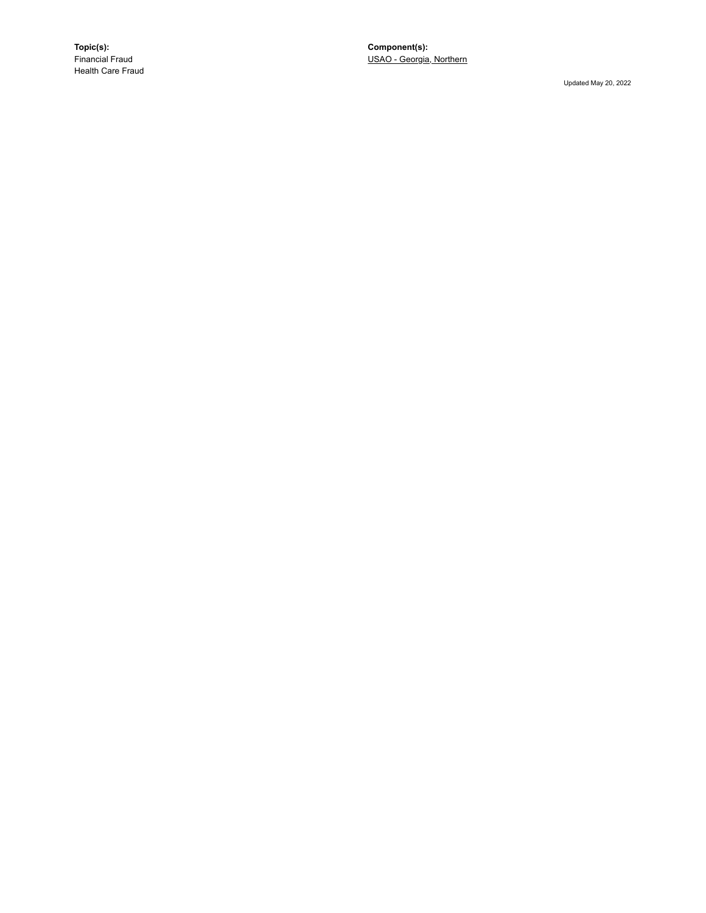**Topic(s):**
Financial Fraud
Health Care Fraud

**Component(s):**
USAO - Georgia, Northern

Updated May 20, 2022